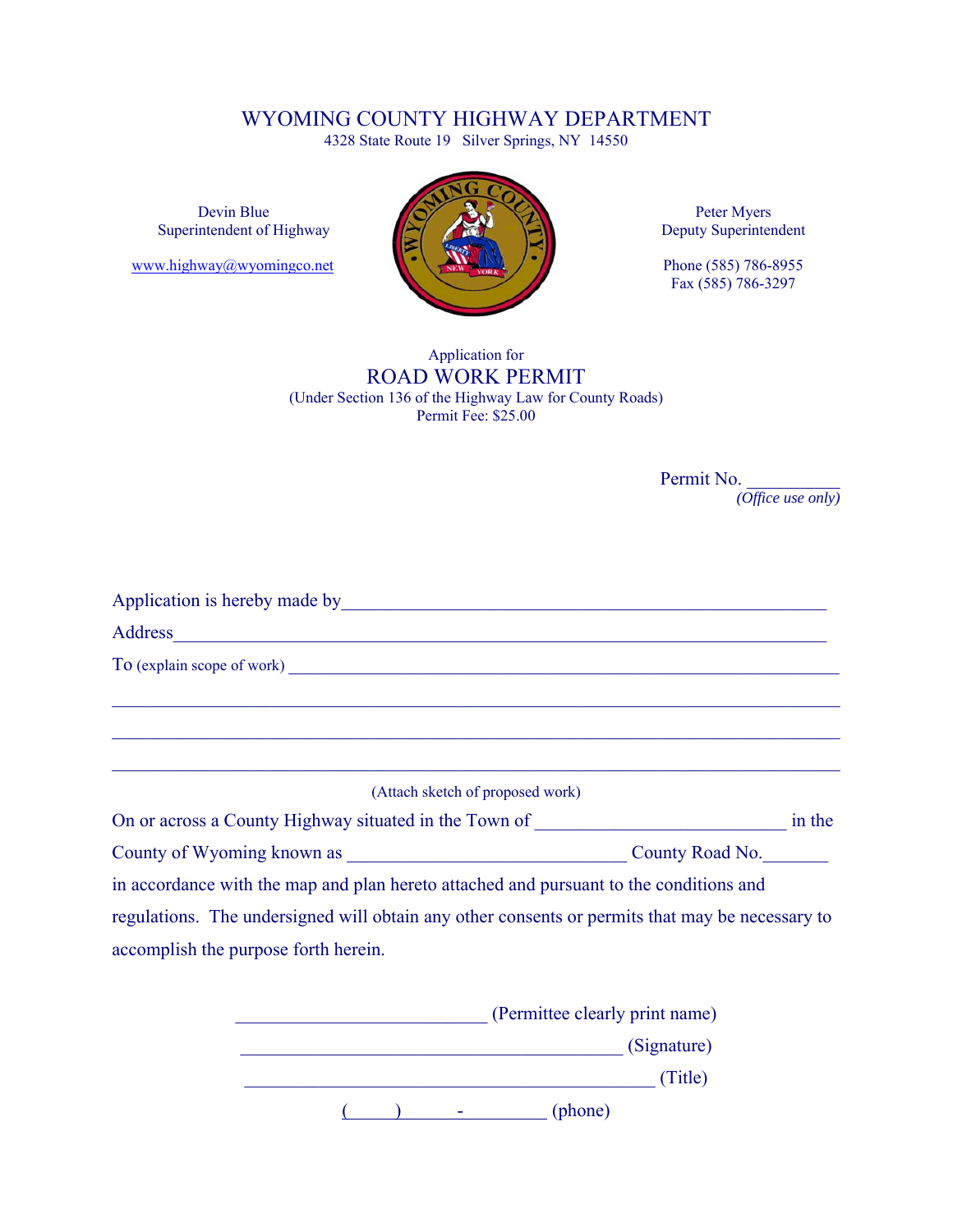# WYOMING COUNTY HIGHWAY DEPARTMENT

4328 State Route 19 Silver Springs, NY 14550

Devin Blue
Superintendent of Highway

www.highway@wyomingco.net

Peter Myers
Deputy Superintendent

Phone (585) 786-8955
Fax (585) 786-3297

Application for

## ROAD WORK PERMIT

(Under Section 136 of the Highway Law for County Roads)
Permit Fee: $25.00

Permit No. __________
*(Office use only)*

Application is hereby made by_____________________________________________________

Address_________________________________________________________________

To (explain scope of work) ___________________________________________________

_________________________________________________________________________

_________________________________________________________________________

_________________________________________________________________________

(Attach sketch of proposed work)

On or across a County Highway situated in the Town of __________________________ in the County of Wyoming known as ______________________________ County Road No._______ in accordance with the map and plan hereto attached and pursuant to the conditions and regulations. The undersigned will obtain any other consents or permits that may be necessary to accomplish the purpose forth herein.

__________________________ (Permittee clearly print name)

________________________________________ (Signature)

___________________________________________ (Title)

(     )      -          (phone)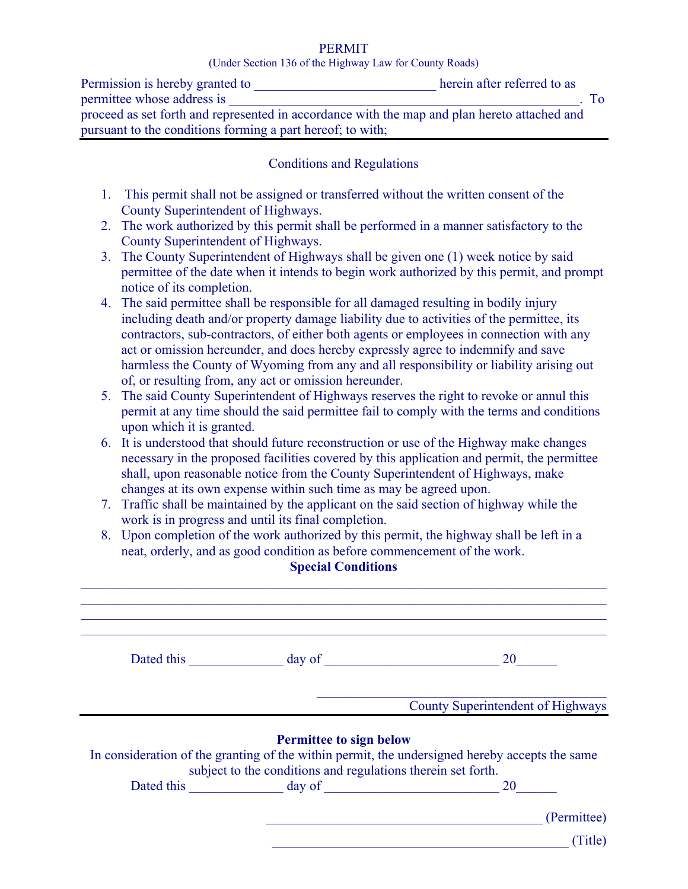# PERMIT

(Under Section 136 of the Highway Law for County Roads)

Permission is hereby granted to ___________________________ herein after referred to as permittee whose address is ________________________________________________. To proceed as set forth and represented in accordance with the map and plan hereto attached and pursuant to the conditions forming a part hereof; to with;

---

## Conditions and Regulations

1. This permit shall not be assigned or transferred without the written consent of the County Superintendent of Highways.
2. The work authorized by this permit shall be performed in a manner satisfactory to the County Superintendent of Highways.
3. The County Superintendent of Highways shall be given one (1) week notice by said permittee of the date when it intends to begin work authorized by this permit, and prompt notice of its completion.
4. The said permittee shall be responsible for all damaged resulting in bodily injury including death and/or property damage liability due to activities of the permittee, its contractors, sub-contractors, of either both agents or employees in connection with any act or omission hereunder, and does hereby expressly agree to indemnify and save harmless the County of Wyoming from any and all responsibility or liability arising out of, or resulting from, any act or omission hereunder.
5. The said County Superintendent of Highways reserves the right to revoke or annul this permit at any time should the said permittee fail to comply with the terms and conditions upon which it is granted.
6. It is understood that should future reconstruction or use of the Highway make changes necessary in the proposed facilities covered by this application and permit, the permittee shall, upon reasonable notice from the County Superintendent of Highways, make changes at its own expense within such time as may be agreed upon.
7. Traffic shall be maintained by the applicant on the said section of highway while the work is in progress and until its final completion.
8. Upon completion of the work authorized by this permit, the highway shall be left in a neat, orderly, and as good condition as before commencement of the work.

**Special Conditions**

________________________________________________________________________________

________________________________________________________________________________

________________________________________________________________________________

________________________________________________________________________________

Dated this ______________ day of __________________________ 20______

_____________________________________________
County Superintendent of Highways

---

**Permittee to sign below**

In consideration of the granting of the within permit, the undersigned hereby accepts the same subject to the conditions and regulations therein set forth.

Dated this ______________ day of __________________________ 20______

__________________________________________ (Permittee)

____________________________________________ (Title)